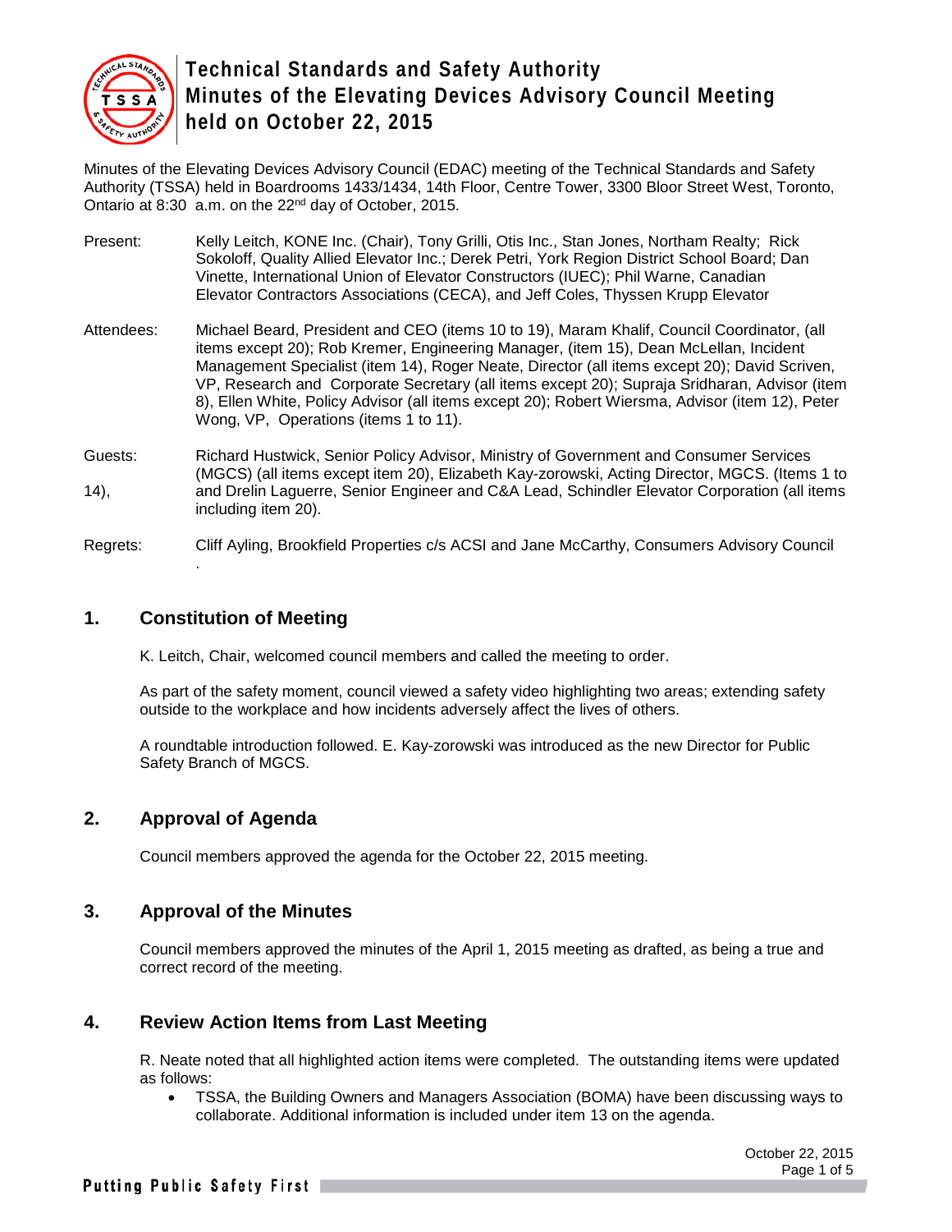# Technical Standards and Safety Authority Minutes of the Elevating Devices Advisory Council Meeting held on October 22, 2015

Minutes of the Elevating Devices Advisory Council (EDAC) meeting of the Technical Standards and Safety Authority (TSSA) held in Boardrooms 1433/1434, 14th Floor, Centre Tower, 3300 Bloor Street West, Toronto, Ontario at 8:30 a.m. on the 22nd day of October, 2015.

Present: Kelly Leitch, KONE Inc. (Chair), Tony Grilli, Otis Inc., Stan Jones, Northam Realty; Rick Sokoloff, Quality Allied Elevator Inc.; Derek Petri, York Region District School Board; Dan Vinette, International Union of Elevator Constructors (IUEC); Phil Warne, Canadian Elevator Contractors Associations (CECA), and Jeff Coles, Thyssen Krupp Elevator

Attendees: Michael Beard, President and CEO (items 10 to 19), Maram Khalif, Council Coordinator, (all items except 20); Rob Kremer, Engineering Manager, (item 15), Dean McLellan, Incident Management Specialist (item 14), Roger Neate, Director (all items except 20); David Scriven, VP, Research and Corporate Secretary (all items except 20); Supraja Sridharan, Advisor (item 8), Ellen White, Policy Advisor (all items except 20); Robert Wiersma, Advisor (item 12), Peter Wong, VP, Operations (items 1 to 11).

Guests: Richard Hustwick, Senior Policy Advisor, Ministry of Government and Consumer Services (MGCS) (all items except item 20), Elizabeth Kay-zorowski, Acting Director, MGCS. (Items 1 to 14), and Drelin Laguerre, Senior Engineer and C&A Lead, Schindler Elevator Corporation (all items including item 20).

Regrets: Cliff Ayling, Brookfield Properties c/s ACSI and Jane McCarthy, Consumers Advisory Council .

## 1. Constitution of Meeting

K. Leitch, Chair, welcomed council members and called the meeting to order.

As part of the safety moment, council viewed a safety video highlighting two areas; extending safety outside to the workplace and how incidents adversely affect the lives of others.

A roundtable introduction followed. E. Kay-zorowski was introduced as the new Director for Public Safety Branch of MGCS.

## 2. Approval of Agenda

Council members approved the agenda for the October 22, 2015 meeting.

## 3. Approval of the Minutes

Council members approved the minutes of the April 1, 2015 meeting as drafted, as being a true and correct record of the meeting.

## 4. Review Action Items from Last Meeting

R. Neate noted that all highlighted action items were completed. The outstanding items were updated as follows:

- TSSA, the Building Owners and Managers Association (BOMA) have been discussing ways to collaborate. Additional information is included under item 13 on the agenda.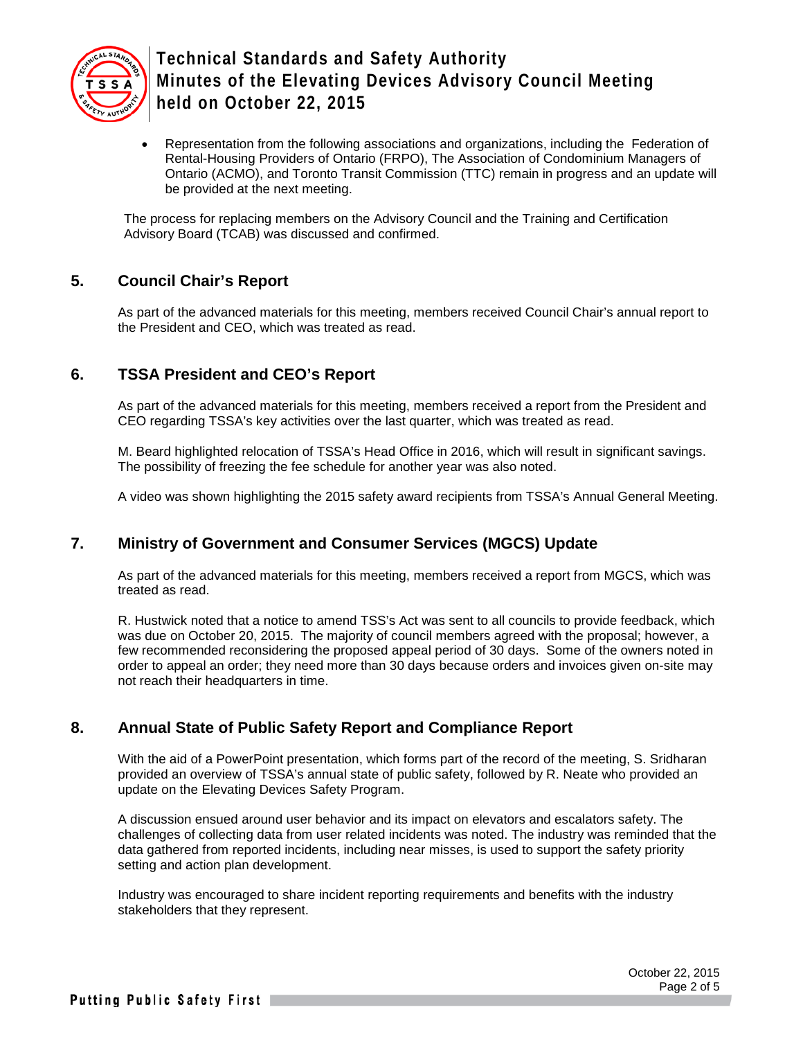- Representation from the following associations and organizations, including the Federation of Rental-Housing Providers of Ontario (FRPO), The Association of Condominium Managers of Ontario (ACMO), and Toronto Transit Commission (TTC) remain in progress and an update will be provided at the next meeting.

The process for replacing members on the Advisory Council and the Training and Certification Advisory Board (TCAB) was discussed and confirmed.

## 5. Council Chair's Report

As part of the advanced materials for this meeting, members received Council Chair's annual report to the President and CEO, which was treated as read.

## 6. TSSA President and CEO's Report

As part of the advanced materials for this meeting, members received a report from the President and CEO regarding TSSA's key activities over the last quarter, which was treated as read.

M. Beard highlighted relocation of TSSA's Head Office in 2016, which will result in significant savings. The possibility of freezing the fee schedule for another year was also noted.

A video was shown highlighting the 2015 safety award recipients from TSSA's Annual General Meeting.

## 7. Ministry of Government and Consumer Services (MGCS) Update

As part of the advanced materials for this meeting, members received a report from MGCS, which was treated as read.

R. Hustwick noted that a notice to amend TSS's Act was sent to all councils to provide feedback, which was due on October 20, 2015. The majority of council members agreed with the proposal; however, a few recommended reconsidering the proposed appeal period of 30 days. Some of the owners noted in order to appeal an order; they need more than 30 days because orders and invoices given on-site may not reach their headquarters in time.

## 8. Annual State of Public Safety Report and Compliance Report

With the aid of a PowerPoint presentation, which forms part of the record of the meeting, S. Sridharan provided an overview of TSSA's annual state of public safety, followed by R. Neate who provided an update on the Elevating Devices Safety Program.

A discussion ensued around user behavior and its impact on elevators and escalators safety. The challenges of collecting data from user related incidents was noted. The industry was reminded that the data gathered from reported incidents, including near misses, is used to support the safety priority setting and action plan development.

Industry was encouraged to share incident reporting requirements and benefits with the industry stakeholders that they represent.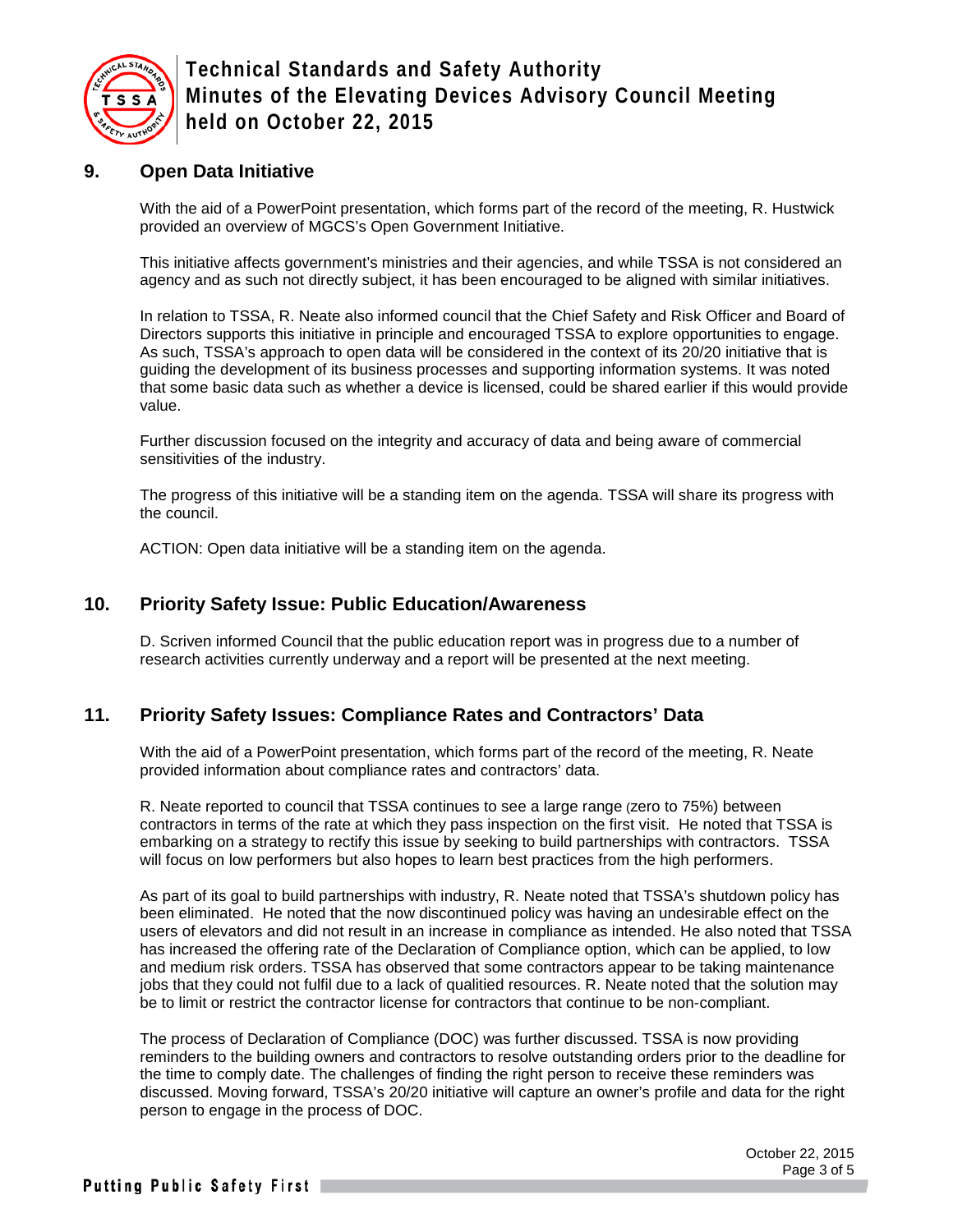## 9. Open Data Initiative

With the aid of a PowerPoint presentation, which forms part of the record of the meeting, R. Hustwick provided an overview of MGCS's Open Government Initiative.

This initiative affects government's ministries and their agencies, and while TSSA is not considered an agency and as such not directly subject, it has been encouraged to be aligned with similar initiatives.

In relation to TSSA, R. Neate also informed council that the Chief Safety and Risk Officer and Board of Directors supports this initiative in principle and encouraged TSSA to explore opportunities to engage. As such, TSSA's approach to open data will be considered in the context of its 20/20 initiative that is guiding the development of its business processes and supporting information systems. It was noted that some basic data such as whether a device is licensed, could be shared earlier if this would provide value.

Further discussion focused on the integrity and accuracy of data and being aware of commercial sensitivities of the industry.

The progress of this initiative will be a standing item on the agenda. TSSA will share its progress with the council.

ACTION: Open data initiative will be a standing item on the agenda.

## 10. Priority Safety Issue: Public Education/Awareness

D. Scriven informed Council that the public education report was in progress due to a number of research activities currently underway and a report will be presented at the next meeting.

## 11. Priority Safety Issues: Compliance Rates and Contractors' Data

With the aid of a PowerPoint presentation, which forms part of the record of the meeting, R. Neate provided information about compliance rates and contractors' data.

R. Neate reported to council that TSSA continues to see a large range (zero to 75%) between contractors in terms of the rate at which they pass inspection on the first visit. He noted that TSSA is embarking on a strategy to rectify this issue by seeking to build partnerships with contractors. TSSA will focus on low performers but also hopes to learn best practices from the high performers.

As part of its goal to build partnerships with industry, R. Neate noted that TSSA's shutdown policy has been eliminated. He noted that the now discontinued policy was having an undesirable effect on the users of elevators and did not result in an increase in compliance as intended. He also noted that TSSA has increased the offering rate of the Declaration of Compliance option, which can be applied, to low and medium risk orders. TSSA has observed that some contractors appear to be taking maintenance jobs that they could not fulfil due to a lack of qualitied resources. R. Neate noted that the solution may be to limit or restrict the contractor license for contractors that continue to be non-compliant.

The process of Declaration of Compliance (DOC) was further discussed. TSSA is now providing reminders to the building owners and contractors to resolve outstanding orders prior to the deadline for the time to comply date. The challenges of finding the right person to receive these reminders was discussed. Moving forward, TSSA's 20/20 initiative will capture an owner's profile and data for the right person to engage in the process of DOC.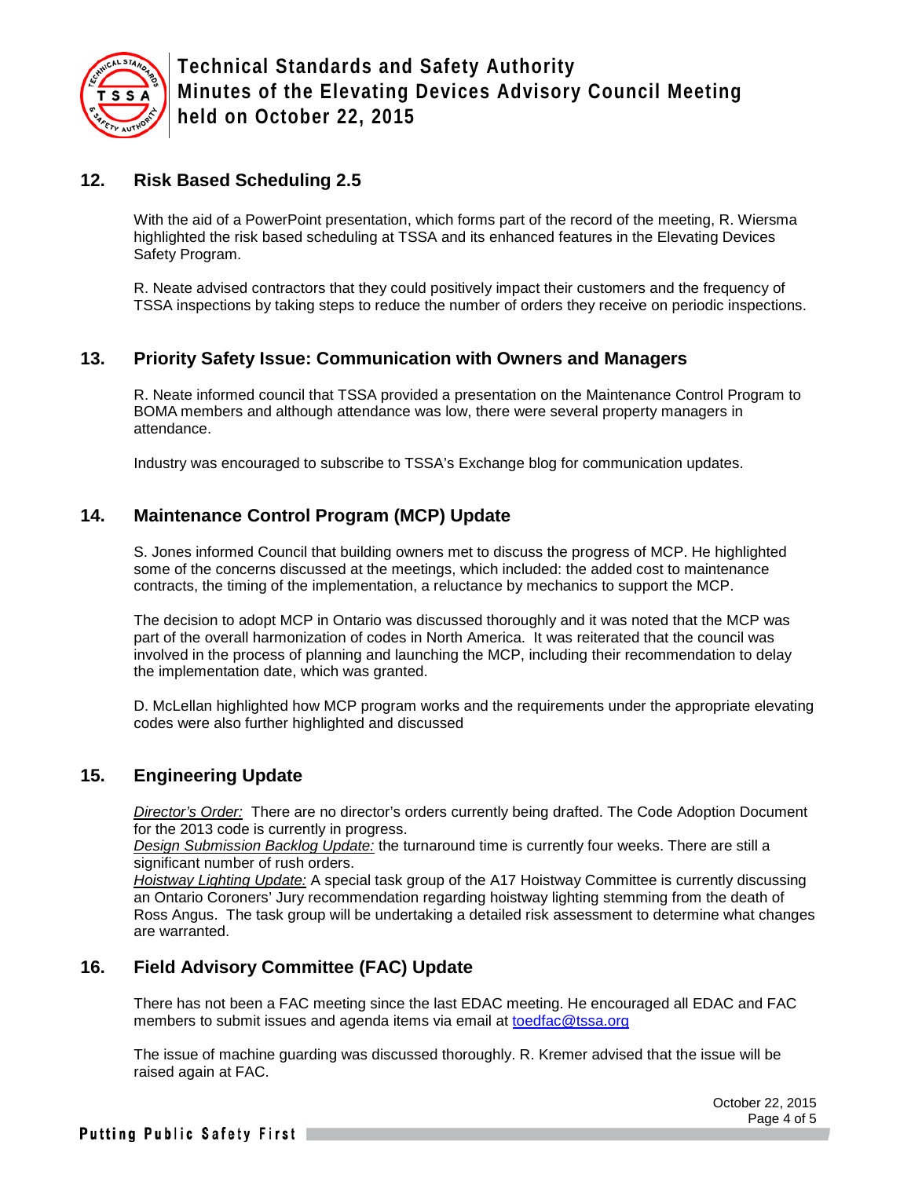## 12. Risk Based Scheduling 2.5

With the aid of a PowerPoint presentation, which forms part of the record of the meeting, R. Wiersma highlighted the risk based scheduling at TSSA and its enhanced features in the Elevating Devices Safety Program.

R. Neate advised contractors that they could positively impact their customers and the frequency of TSSA inspections by taking steps to reduce the number of orders they receive on periodic inspections.

## 13. Priority Safety Issue: Communication with Owners and Managers

R. Neate informed council that TSSA provided a presentation on the Maintenance Control Program to BOMA members and although attendance was low, there were several property managers in attendance.

Industry was encouraged to subscribe to TSSA's Exchange blog for communication updates.

## 14. Maintenance Control Program (MCP) Update

S. Jones informed Council that building owners met to discuss the progress of MCP. He highlighted some of the concerns discussed at the meetings, which included: the added cost to maintenance contracts, the timing of the implementation, a reluctance by mechanics to support the MCP.

The decision to adopt MCP in Ontario was discussed thoroughly and it was noted that the MCP was part of the overall harmonization of codes in North America. It was reiterated that the council was involved in the process of planning and launching the MCP, including their recommendation to delay the implementation date, which was granted.

D. McLellan highlighted how MCP program works and the requirements under the appropriate elevating codes were also further highlighted and discussed

## 15. Engineering Update

*Director's Order:* There are no director's orders currently being drafted. The Code Adoption Document for the 2013 code is currently in progress.
*Design Submission Backlog Update:* the turnaround time is currently four weeks. There are still a significant number of rush orders.
*Hoistway Lighting Update:* A special task group of the A17 Hoistway Committee is currently discussing an Ontario Coroners' Jury recommendation regarding hoistway lighting stemming from the death of Ross Angus. The task group will be undertaking a detailed risk assessment to determine what changes are warranted.

## 16. Field Advisory Committee (FAC) Update

There has not been a FAC meeting since the last EDAC meeting. He encouraged all EDAC and FAC members to submit issues and agenda items via email at toedfac@tssa.org

The issue of machine guarding was discussed thoroughly. R. Kremer advised that the issue will be raised again at FAC.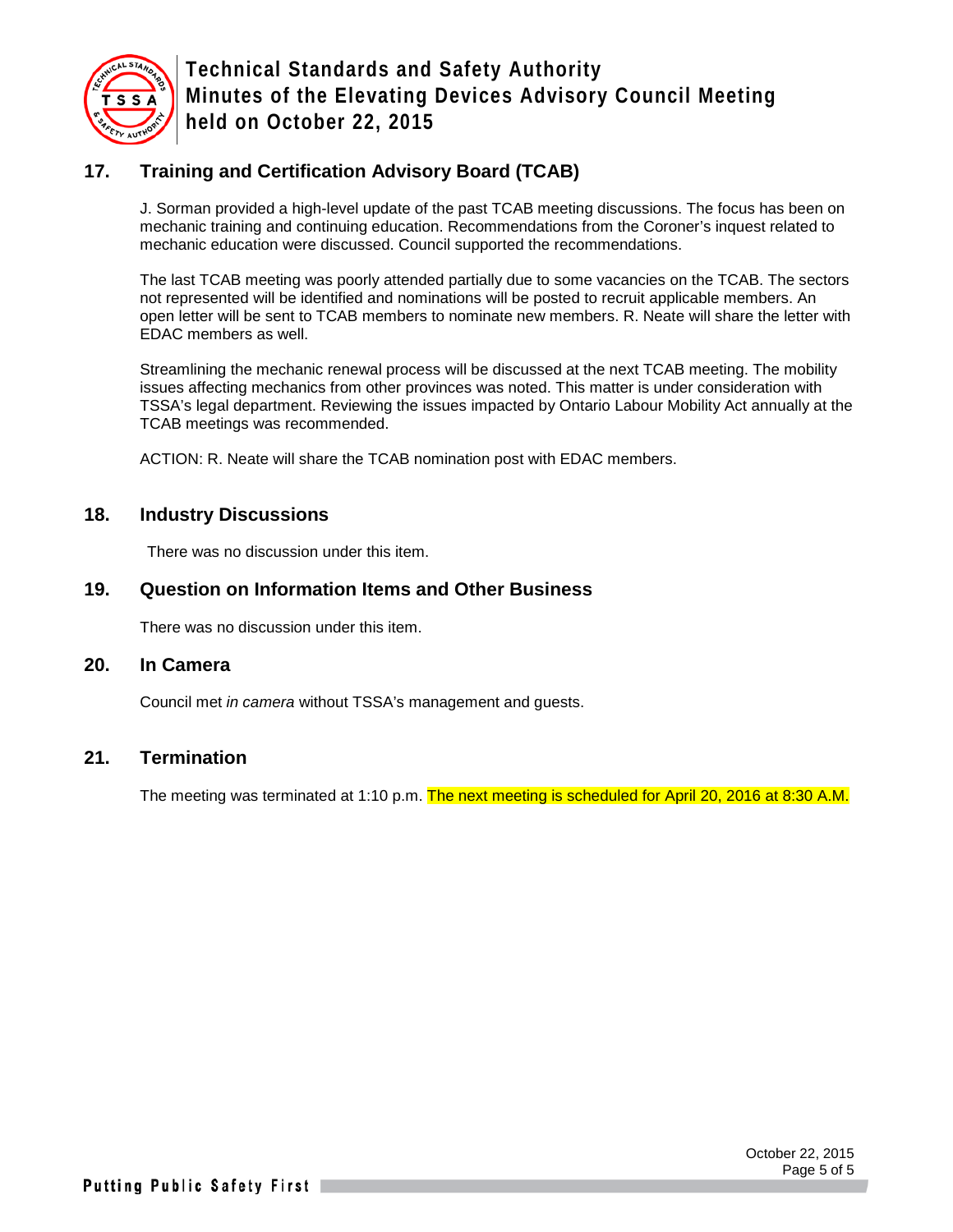## 17. Training and Certification Advisory Board (TCAB)

J. Sorman provided a high-level update of the past TCAB meeting discussions. The focus has been on mechanic training and continuing education. Recommendations from the Coroner's inquest related to mechanic education were discussed. Council supported the recommendations.

The last TCAB meeting was poorly attended partially due to some vacancies on the TCAB. The sectors not represented will be identified and nominations will be posted to recruit applicable members. An open letter will be sent to TCAB members to nominate new members. R. Neate will share the letter with EDAC members as well.

Streamlining the mechanic renewal process will be discussed at the next TCAB meeting. The mobility issues affecting mechanics from other provinces was noted. This matter is under consideration with TSSA's legal department. Reviewing the issues impacted by Ontario Labour Mobility Act annually at the TCAB meetings was recommended.

ACTION: R. Neate will share the TCAB nomination post with EDAC members.

## 18. Industry Discussions

There was no discussion under this item.

## 19. Question on Information Items and Other Business

There was no discussion under this item.

## 20. In Camera

Council met *in camera* without TSSA's management and guests.

## 21. Termination

The meeting was terminated at 1:10 p.m. The next meeting is scheduled for April 20, 2016 at 8:30 A.M.